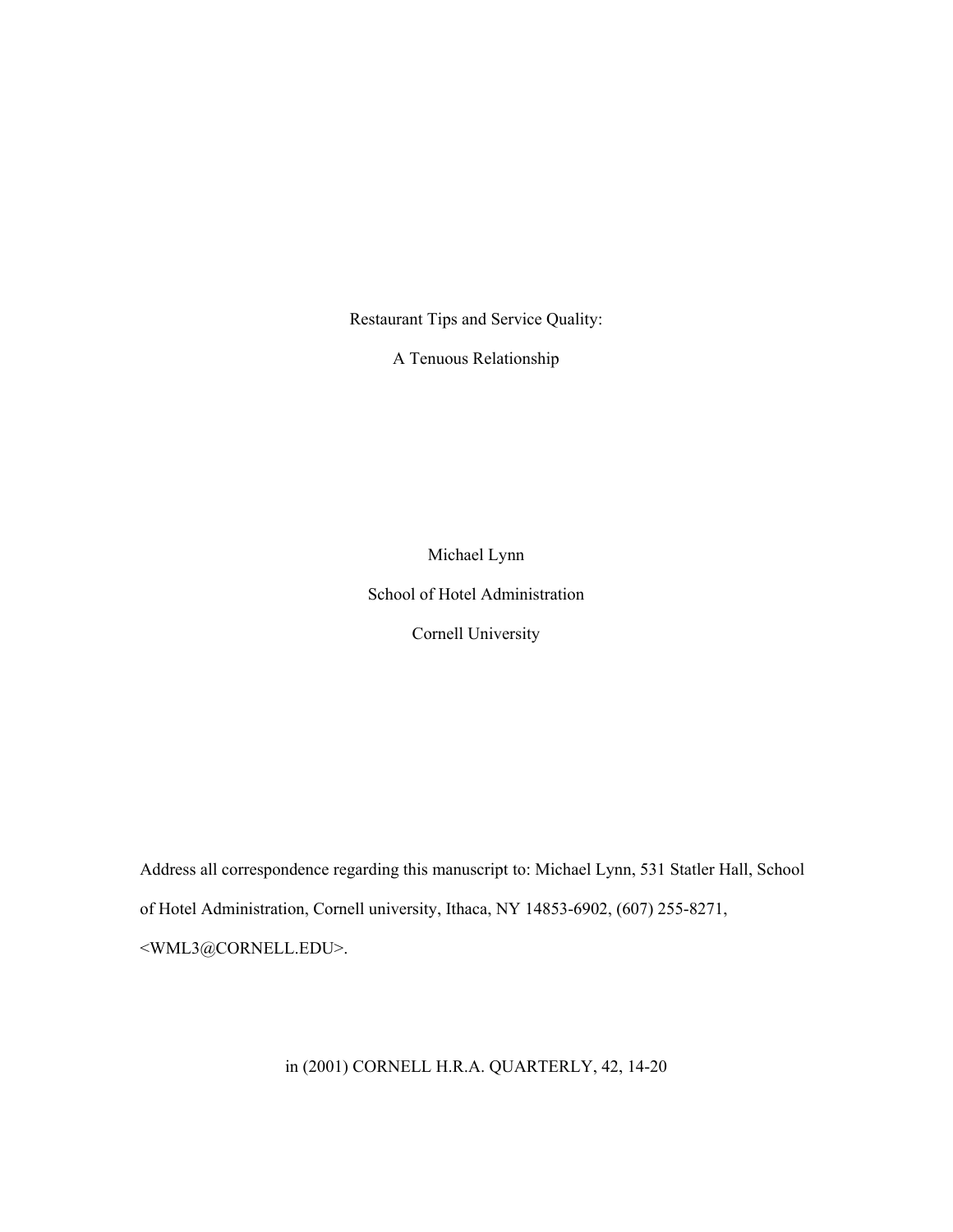# Restaurant Tips and Service Quality:

# A Tenuous Relationship

Michael Lynn

School of Hotel Administration

Cornell University

Address all correspondence regarding this manuscript to: Michael Lynn, 531 Statler Hall, School of Hotel Administration, Cornell university, Ithaca, NY 14853-6902, (607) 255-8271, <WML3@CORNELL.EDU>.

in (2001) CORNELL H.R.A. QUARTERLY, 42, 14-20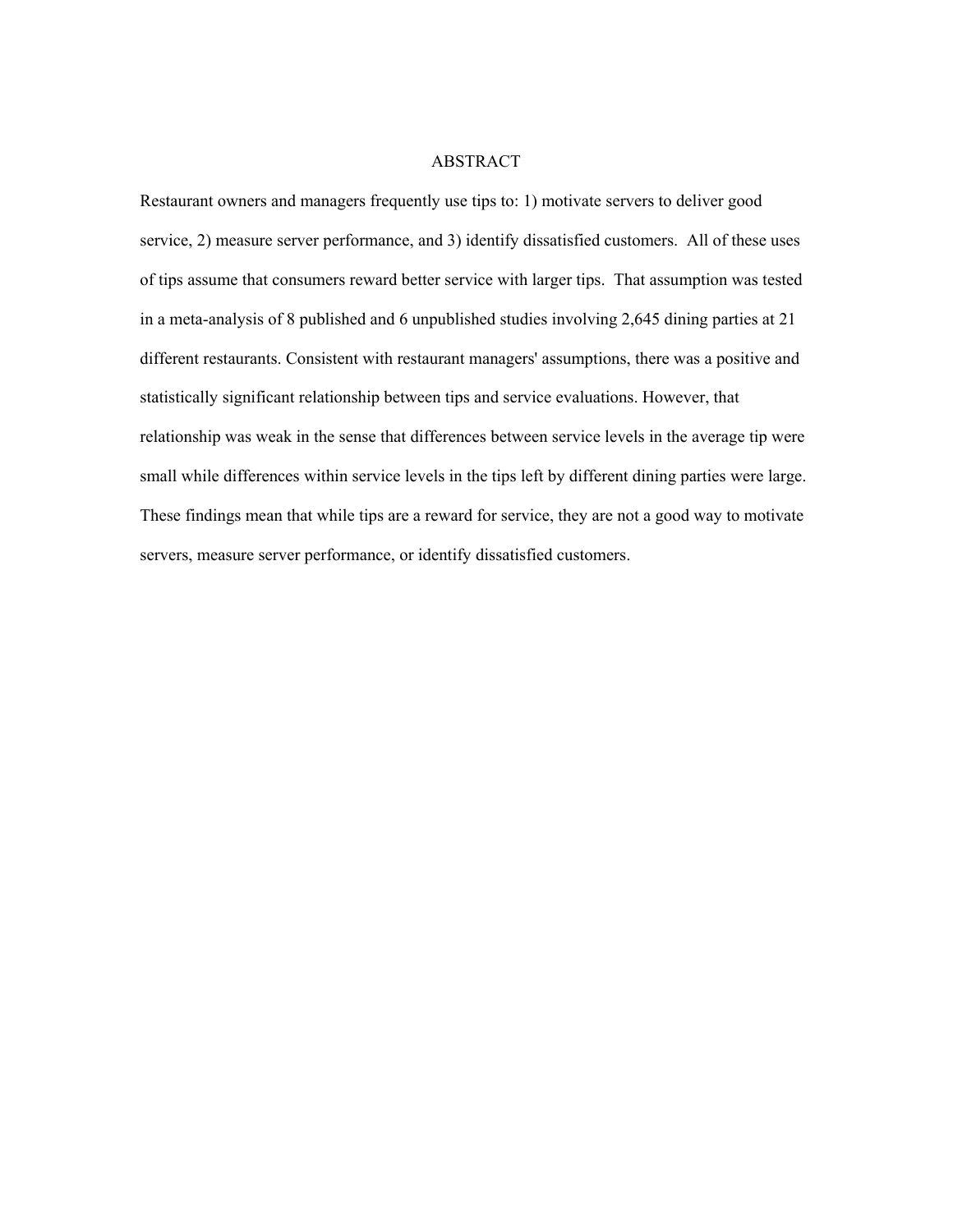# ABSTRACT

Restaurant owners and managers frequently use tips to: 1) motivate servers to deliver good service, 2) measure server performance, and 3) identify dissatisfied customers. All of these uses of tips assume that consumers reward better service with larger tips. That assumption was tested in a meta-analysis of 8 published and 6 unpublished studies involving 2,645 dining parties at 21 different restaurants. Consistent with restaurant managers' assumptions, there was a positive and statistically significant relationship between tips and service evaluations. However, that relationship was weak in the sense that differences between service levels in the average tip were small while differences within service levels in the tips left by different dining parties were large. These findings mean that while tips are a reward for service, they are not a good way to motivate servers, measure server performance, or identify dissatisfied customers.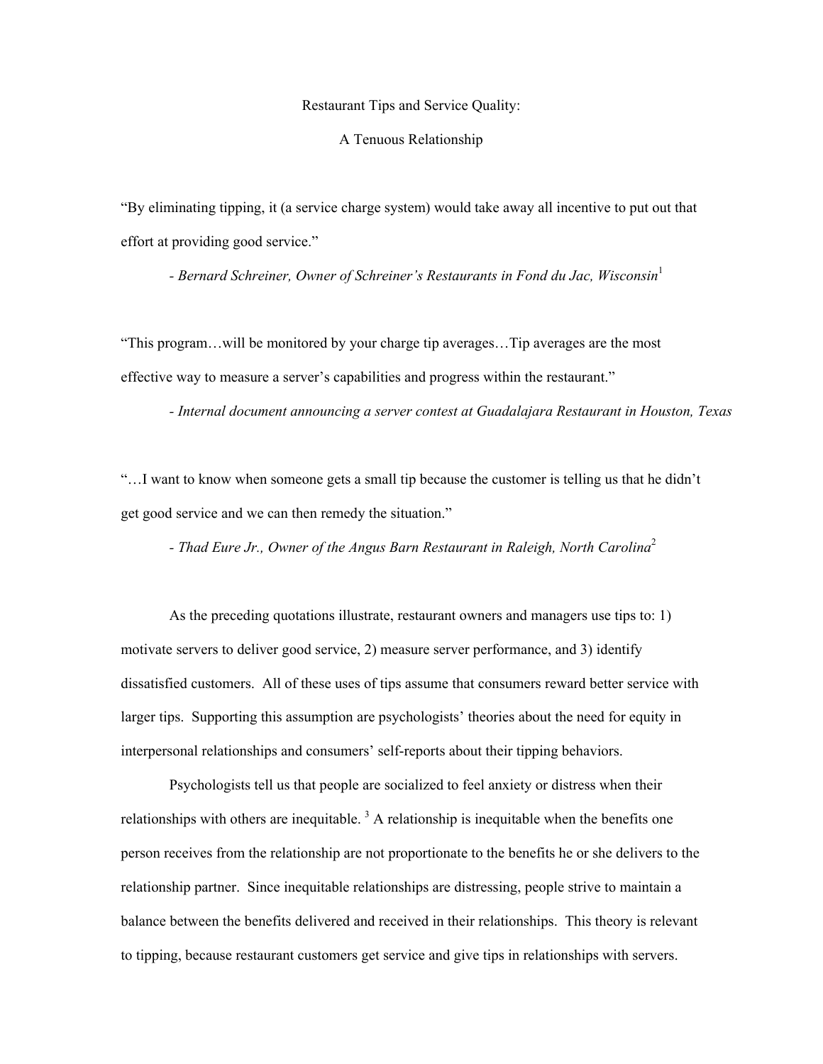# Restaurant Tips and Service Quality:

# A Tenuous Relationship

"By eliminating tipping, it (a service charge system) would take away all incentive to put out that effort at providing good service."

- *Bernard Schreiner, Owner of Schreiner's Restaurants in Fond du Jac, Wisconsin*[1]

"This program…will be monitored by your charge tip averages…Tip averages are the most effective way to measure a server's capabilities and progress within the restaurant."

- *Internal document announcing a server contest at Guadalajara Restaurant in Houston, Texas*

"…I want to know when someone gets a small tip because the customer is telling us that he didn't get good service and we can then remedy the situation."

- *Thad Eure Jr., Owner of the Angus Barn Restaurant in Raleigh, North Carolina*[2]

As the preceding quotations illustrate, restaurant owners and managers use tips to: 1) motivate servers to deliver good service, 2) measure server performance, and 3) identify dissatisfied customers. All of these uses of tips assume that consumers reward better service with larger tips. Supporting this assumption are psychologists' theories about the need for equity in interpersonal relationships and consumers' self-reports about their tipping behaviors.

Psychologists tell us that people are socialized to feel anxiety or distress when their relationships with others are inequitable. [3] A relationship is inequitable when the benefits one person receives from the relationship are not proportionate to the benefits he or she delivers to the relationship partner. Since inequitable relationships are distressing, people strive to maintain a balance between the benefits delivered and received in their relationships. This theory is relevant to tipping, because restaurant customers get service and give tips in relationships with servers.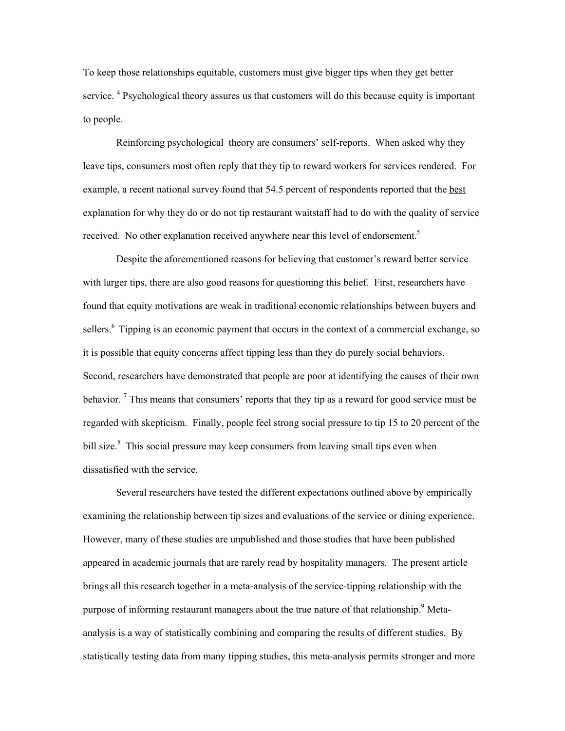To keep those relationships equitable, customers must give bigger tips when they get better service. [4] Psychological theory assures us that customers will do this because equity is important to people.

Reinforcing psychological theory are consumers' self-reports. When asked why they leave tips, consumers most often reply that they tip to reward workers for services rendered. For example, a recent national survey found that 54.5 percent of respondents reported that the best explanation for why they do or do not tip restaurant waitstaff had to do with the quality of service received. No other explanation received anywhere near this level of endorsement.[5]

Despite the aforementioned reasons for believing that customer's reward better service with larger tips, there are also good reasons for questioning this belief. First, researchers have found that equity motivations are weak in traditional economic relationships between buyers and sellers.[6] Tipping is an economic payment that occurs in the context of a commercial exchange, so it is possible that equity concerns affect tipping less than they do purely social behaviors. Second, researchers have demonstrated that people are poor at identifying the causes of their own behavior. [7] This means that consumers' reports that they tip as a reward for good service must be regarded with skepticism. Finally, people feel strong social pressure to tip 15 to 20 percent of the bill size.[8] This social pressure may keep consumers from leaving small tips even when dissatisfied with the service.

Several researchers have tested the different expectations outlined above by empirically examining the relationship between tip sizes and evaluations of the service or dining experience. However, many of these studies are unpublished and those studies that have been published appeared in academic journals that are rarely read by hospitality managers. The present article brings all this research together in a meta-analysis of the service-tipping relationship with the purpose of informing restaurant managers about the true nature of that relationship.[9] Meta-analysis is a way of statistically combining and comparing the results of different studies. By statistically testing data from many tipping studies, this meta-analysis permits stronger and more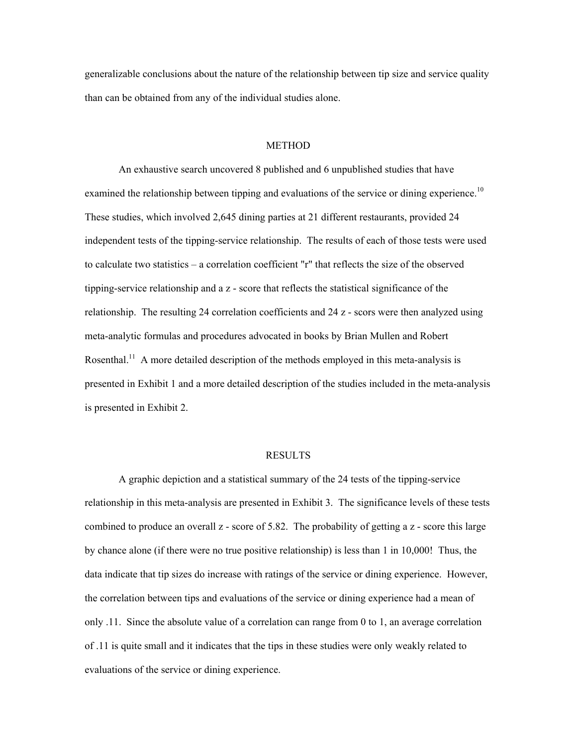generalizable conclusions about the nature of the relationship between tip size and service quality than can be obtained from any of the individual studies alone.

## METHOD

An exhaustive search uncovered 8 published and 6 unpublished studies that have examined the relationship between tipping and evaluations of the service or dining experience.[10] These studies, which involved 2,645 dining parties at 21 different restaurants, provided 24 independent tests of the tipping-service relationship. The results of each of those tests were used to calculate two statistics – a correlation coefficient "r" that reflects the size of the observed tipping-service relationship and a z - score that reflects the statistical significance of the relationship. The resulting 24 correlation coefficients and 24 z - scors were then analyzed using meta-analytic formulas and procedures advocated in books by Brian Mullen and Robert Rosenthal.[11] A more detailed description of the methods employed in this meta-analysis is presented in Exhibit 1 and a more detailed description of the studies included in the meta-analysis is presented in Exhibit 2.

## RESULTS

A graphic depiction and a statistical summary of the 24 tests of the tipping-service relationship in this meta-analysis are presented in Exhibit 3. The significance levels of these tests combined to produce an overall z - score of 5.82. The probability of getting a z - score this large by chance alone (if there were no true positive relationship) is less than 1 in 10,000! Thus, the data indicate that tip sizes do increase with ratings of the service or dining experience. However, the correlation between tips and evaluations of the service or dining experience had a mean of only .11. Since the absolute value of a correlation can range from 0 to 1, an average correlation of .11 is quite small and it indicates that the tips in these studies were only weakly related to evaluations of the service or dining experience.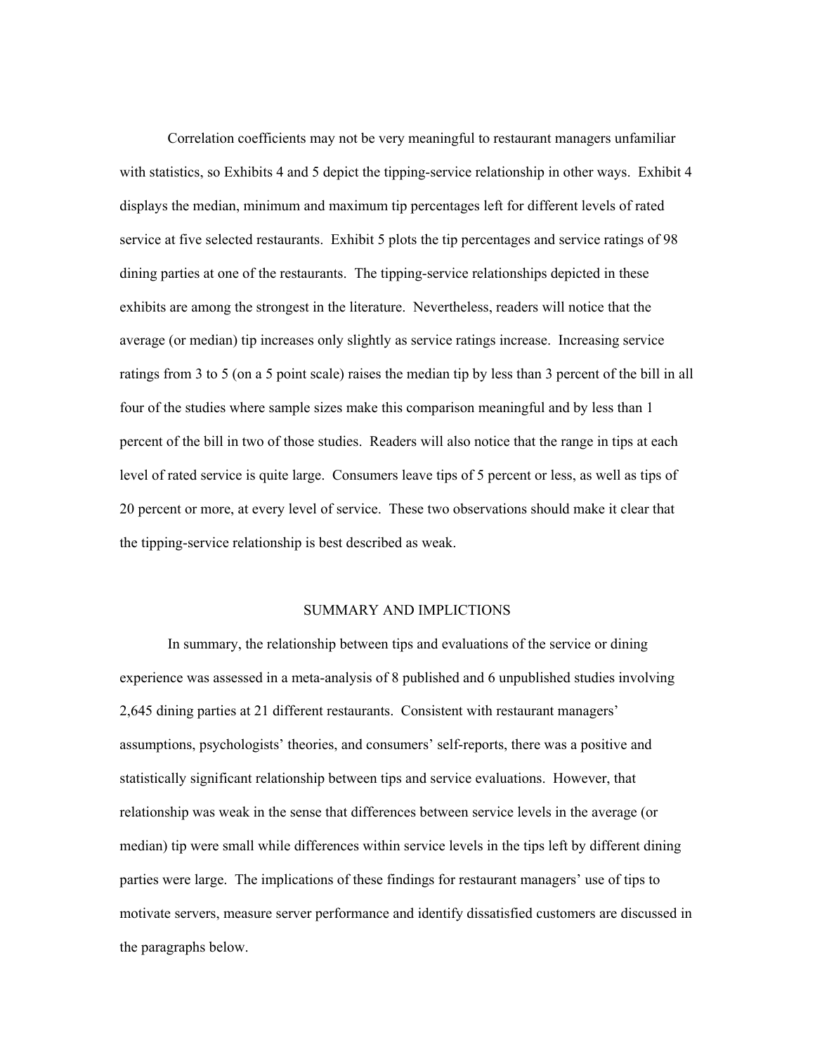Correlation coefficients may not be very meaningful to restaurant managers unfamiliar with statistics, so Exhibits 4 and 5 depict the tipping-service relationship in other ways. Exhibit 4 displays the median, minimum and maximum tip percentages left for different levels of rated service at five selected restaurants. Exhibit 5 plots the tip percentages and service ratings of 98 dining parties at one of the restaurants. The tipping-service relationships depicted in these exhibits are among the strongest in the literature. Nevertheless, readers will notice that the average (or median) tip increases only slightly as service ratings increase. Increasing service ratings from 3 to 5 (on a 5 point scale) raises the median tip by less than 3 percent of the bill in all four of the studies where sample sizes make this comparison meaningful and by less than 1 percent of the bill in two of those studies. Readers will also notice that the range in tips at each level of rated service is quite large. Consumers leave tips of 5 percent or less, as well as tips of 20 percent or more, at every level of service. These two observations should make it clear that the tipping-service relationship is best described as weak.

## SUMMARY AND IMPLICTIONS

In summary, the relationship between tips and evaluations of the service or dining experience was assessed in a meta-analysis of 8 published and 6 unpublished studies involving 2,645 dining parties at 21 different restaurants. Consistent with restaurant managers' assumptions, psychologists' theories, and consumers' self-reports, there was a positive and statistically significant relationship between tips and service evaluations. However, that relationship was weak in the sense that differences between service levels in the average (or median) tip were small while differences within service levels in the tips left by different dining parties were large. The implications of these findings for restaurant managers' use of tips to motivate servers, measure server performance and identify dissatisfied customers are discussed in the paragraphs below.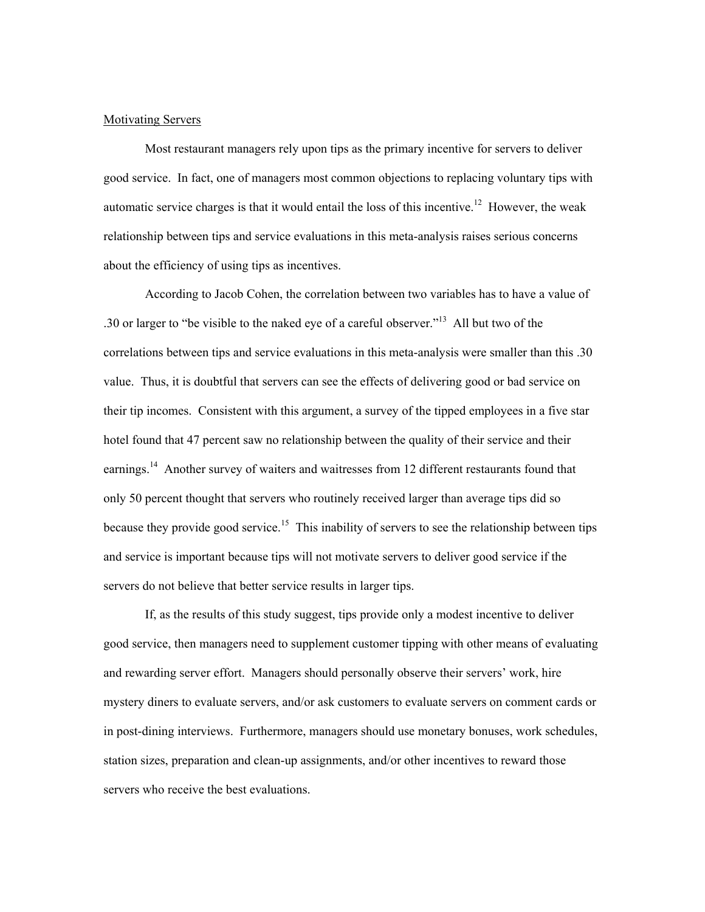## Motivating Servers

Most restaurant managers rely upon tips as the primary incentive for servers to deliver good service. In fact, one of managers most common objections to replacing voluntary tips with automatic service charges is that it would entail the loss of this incentive.[12] However, the weak relationship between tips and service evaluations in this meta-analysis raises serious concerns about the efficiency of using tips as incentives.

According to Jacob Cohen, the correlation between two variables has to have a value of .30 or larger to "be visible to the naked eye of a careful observer."[13] All but two of the correlations between tips and service evaluations in this meta-analysis were smaller than this .30 value. Thus, it is doubtful that servers can see the effects of delivering good or bad service on their tip incomes. Consistent with this argument, a survey of the tipped employees in a five star hotel found that 47 percent saw no relationship between the quality of their service and their earnings.[14] Another survey of waiters and waitresses from 12 different restaurants found that only 50 percent thought that servers who routinely received larger than average tips did so because they provide good service.[15] This inability of servers to see the relationship between tips and service is important because tips will not motivate servers to deliver good service if the servers do not believe that better service results in larger tips.

If, as the results of this study suggest, tips provide only a modest incentive to deliver good service, then managers need to supplement customer tipping with other means of evaluating and rewarding server effort. Managers should personally observe their servers' work, hire mystery diners to evaluate servers, and/or ask customers to evaluate servers on comment cards or in post-dining interviews. Furthermore, managers should use monetary bonuses, work schedules, station sizes, preparation and clean-up assignments, and/or other incentives to reward those servers who receive the best evaluations.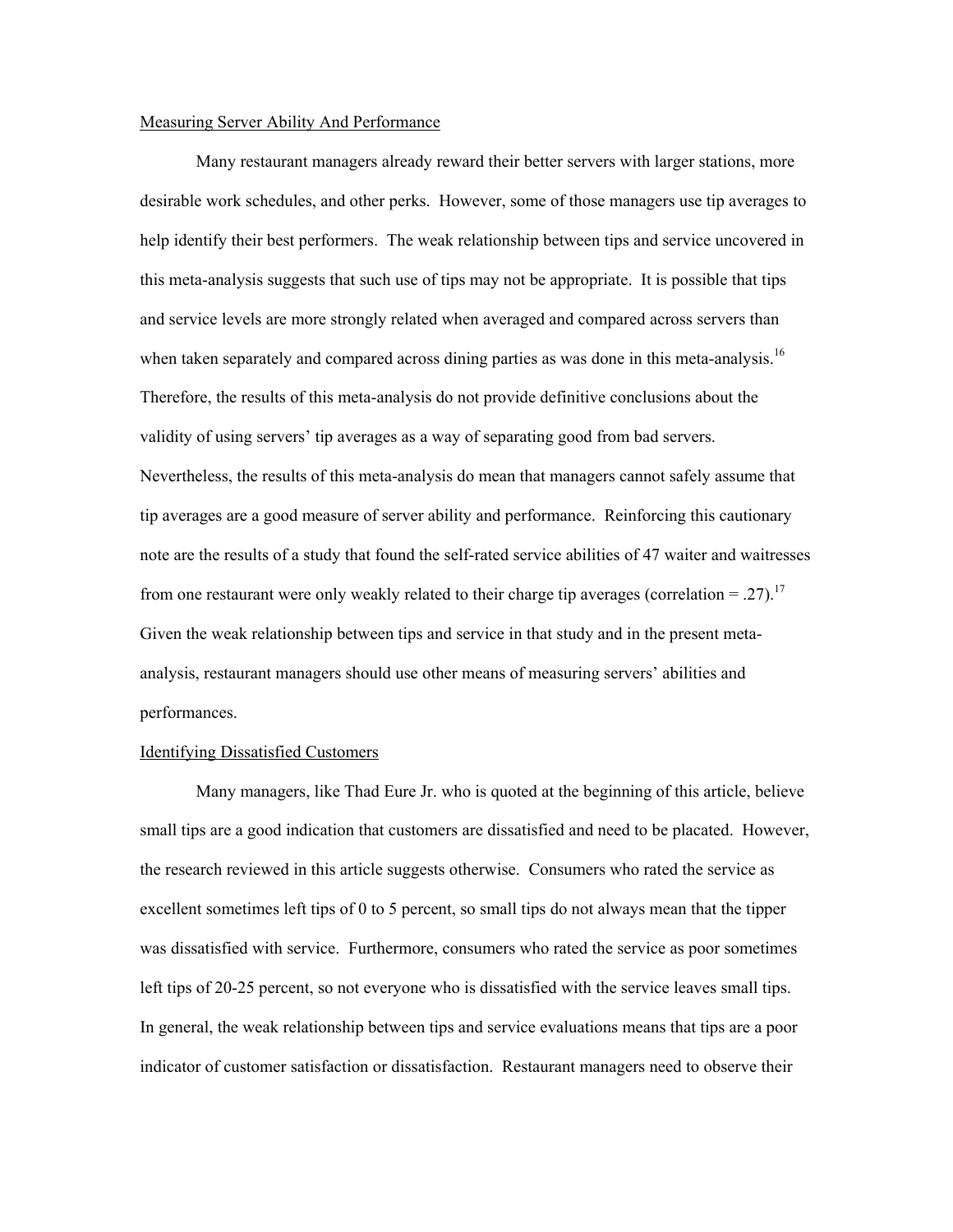## Measuring Server Ability And Performance

Many restaurant managers already reward their better servers with larger stations, more desirable work schedules, and other perks. However, some of those managers use tip averages to help identify their best performers. The weak relationship between tips and service uncovered in this meta-analysis suggests that such use of tips may not be appropriate. It is possible that tips and service levels are more strongly related when averaged and compared across servers than when taken separately and compared across dining parties as was done in this meta-analysis.[16] Therefore, the results of this meta-analysis do not provide definitive conclusions about the validity of using servers' tip averages as a way of separating good from bad servers. Nevertheless, the results of this meta-analysis do mean that managers cannot safely assume that tip averages are a good measure of server ability and performance. Reinforcing this cautionary note are the results of a study that found the self-rated service abilities of 47 waiter and waitresses from one restaurant were only weakly related to their charge tip averages (correlation = .27).[17] Given the weak relationship between tips and service in that study and in the present meta-analysis, restaurant managers should use other means of measuring servers' abilities and performances.

## Identifying Dissatisfied Customers

Many managers, like Thad Eure Jr. who is quoted at the beginning of this article, believe small tips are a good indication that customers are dissatisfied and need to be placated. However, the research reviewed in this article suggests otherwise. Consumers who rated the service as excellent sometimes left tips of 0 to 5 percent, so small tips do not always mean that the tipper was dissatisfied with service. Furthermore, consumers who rated the service as poor sometimes left tips of 20-25 percent, so not everyone who is dissatisfied with the service leaves small tips. In general, the weak relationship between tips and service evaluations means that tips are a poor indicator of customer satisfaction or dissatisfaction. Restaurant managers need to observe their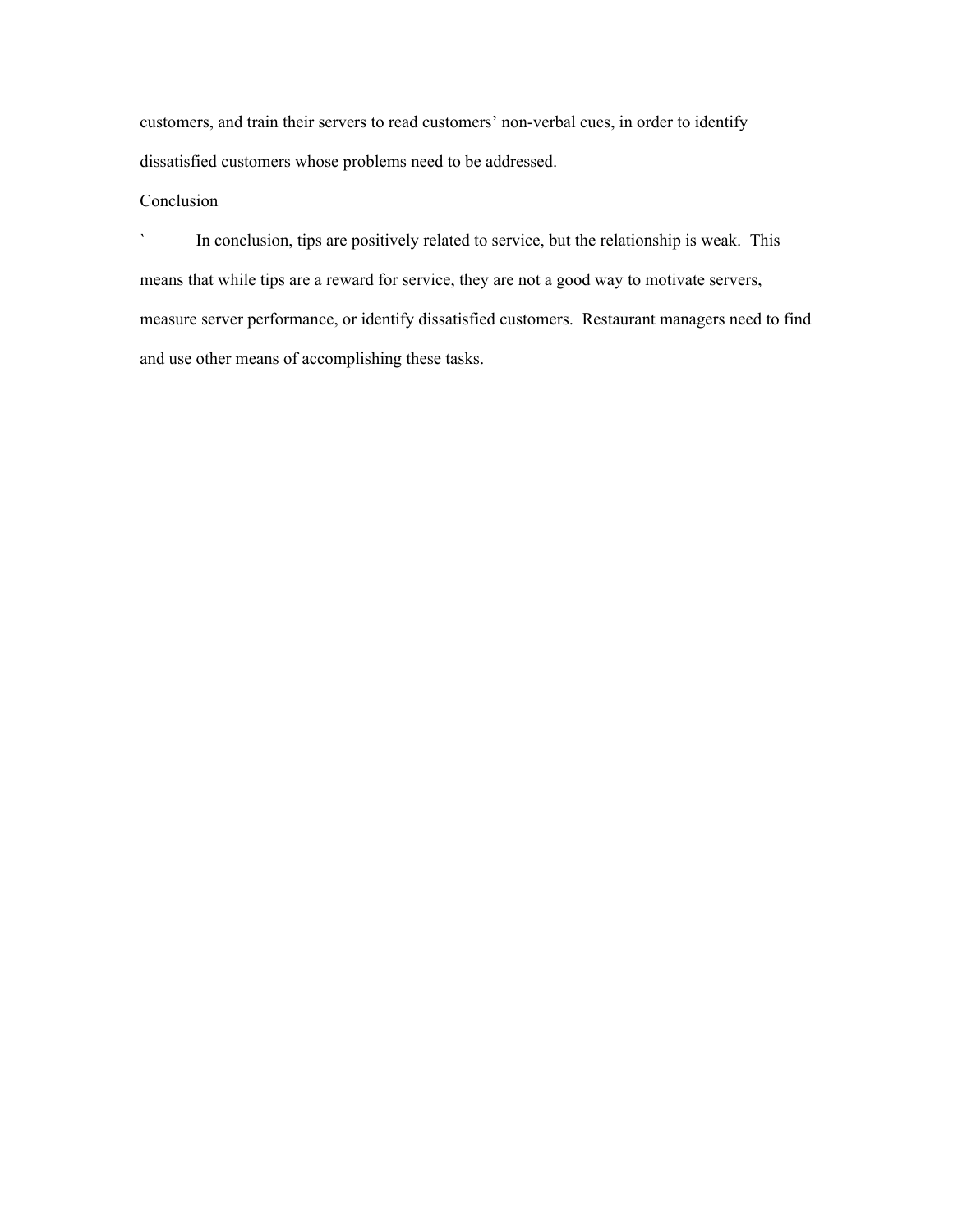customers, and train their servers to read customers' non-verbal cues, in order to identify dissatisfied customers whose problems need to be addressed.

## Conclusion

` In conclusion, tips are positively related to service, but the relationship is weak. This means that while tips are a reward for service, they are not a good way to motivate servers, measure server performance, or identify dissatisfied customers. Restaurant managers need to find and use other means of accomplishing these tasks.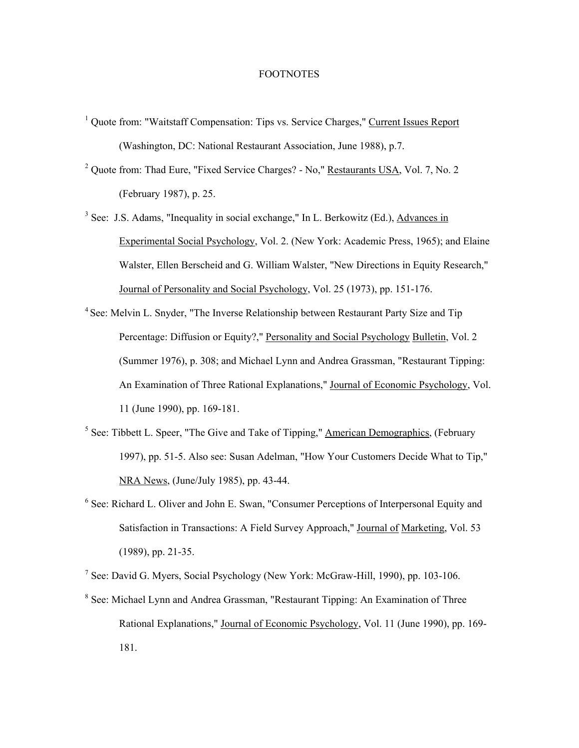# FOOTNOTES

[1] Quote from: "Waitstaff Compensation: Tips vs. Service Charges," Current Issues Report (Washington, DC: National Restaurant Association, June 1988), p.7.

[2] Quote from: Thad Eure, "Fixed Service Charges? - No," Restaurants USA, Vol. 7, No. 2 (February 1987), p. 25.

[3] See: J.S. Adams, "Inequality in social exchange," In L. Berkowitz (Ed.), Advances in Experimental Social Psychology, Vol. 2. (New York: Academic Press, 1965); and Elaine Walster, Ellen Berscheid and G. William Walster, "New Directions in Equity Research," Journal of Personality and Social Psychology, Vol. 25 (1973), pp. 151-176.

[4] See: Melvin L. Snyder, "The Inverse Relationship between Restaurant Party Size and Tip Percentage: Diffusion or Equity?," Personality and Social Psychology Bulletin, Vol. 2 (Summer 1976), p. 308; and Michael Lynn and Andrea Grassman, "Restaurant Tipping: An Examination of Three Rational Explanations," Journal of Economic Psychology, Vol. 11 (June 1990), pp. 169-181.

[5] See: Tibbett L. Speer, "The Give and Take of Tipping," American Demographics, (February 1997), pp. 51-5. Also see: Susan Adelman, "How Your Customers Decide What to Tip," NRA News, (June/July 1985), pp. 43-44.

[6] See: Richard L. Oliver and John E. Swan, "Consumer Perceptions of Interpersonal Equity and Satisfaction in Transactions: A Field Survey Approach," Journal of Marketing, Vol. 53 (1989), pp. 21-35.

[7] See: David G. Myers, Social Psychology (New York: McGraw-Hill, 1990), pp. 103-106.

[8] See: Michael Lynn and Andrea Grassman, "Restaurant Tipping: An Examination of Three Rational Explanations," Journal of Economic Psychology, Vol. 11 (June 1990), pp. 169-181.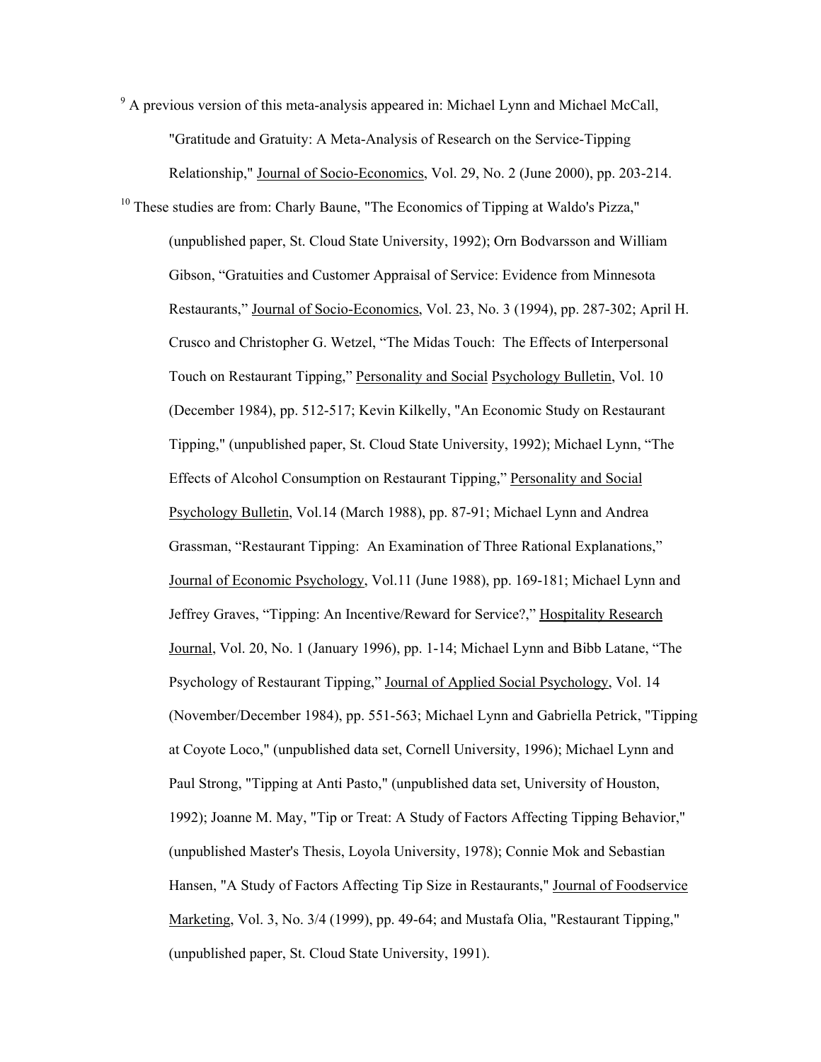[9] A previous version of this meta-analysis appeared in: Michael Lynn and Michael McCall, "Gratitude and Gratuity: A Meta-Analysis of Research on the Service-Tipping Relationship," Journal of Socio-Economics, Vol. 29, No. 2 (June 2000), pp. 203-214.

[10] These studies are from: Charly Baune, "The Economics of Tipping at Waldo's Pizza," (unpublished paper, St. Cloud State University, 1992); Orn Bodvarsson and William Gibson, "Gratuities and Customer Appraisal of Service: Evidence from Minnesota Restaurants," Journal of Socio-Economics, Vol. 23, No. 3 (1994), pp. 287-302; April H. Crusco and Christopher G. Wetzel, "The Midas Touch: The Effects of Interpersonal Touch on Restaurant Tipping," Personality and Social Psychology Bulletin, Vol. 10 (December 1984), pp. 512-517; Kevin Kilkelly, "An Economic Study on Restaurant Tipping," (unpublished paper, St. Cloud State University, 1992); Michael Lynn, "The Effects of Alcohol Consumption on Restaurant Tipping," Personality and Social Psychology Bulletin, Vol.14 (March 1988), pp. 87-91; Michael Lynn and Andrea Grassman, "Restaurant Tipping: An Examination of Three Rational Explanations," Journal of Economic Psychology, Vol.11 (June 1988), pp. 169-181; Michael Lynn and Jeffrey Graves, "Tipping: An Incentive/Reward for Service?," Hospitality Research Journal, Vol. 20, No. 1 (January 1996), pp. 1-14; Michael Lynn and Bibb Latane, "The Psychology of Restaurant Tipping," Journal of Applied Social Psychology, Vol. 14 (November/December 1984), pp. 551-563; Michael Lynn and Gabriella Petrick, "Tipping at Coyote Loco," (unpublished data set, Cornell University, 1996); Michael Lynn and Paul Strong, "Tipping at Anti Pasto," (unpublished data set, University of Houston, 1992); Joanne M. May, "Tip or Treat: A Study of Factors Affecting Tipping Behavior," (unpublished Master's Thesis, Loyola University, 1978); Connie Mok and Sebastian Hansen, "A Study of Factors Affecting Tip Size in Restaurants," Journal of Foodservice Marketing, Vol. 3, No. 3/4 (1999), pp. 49-64; and Mustafa Olia, "Restaurant Tipping," (unpublished paper, St. Cloud State University, 1991).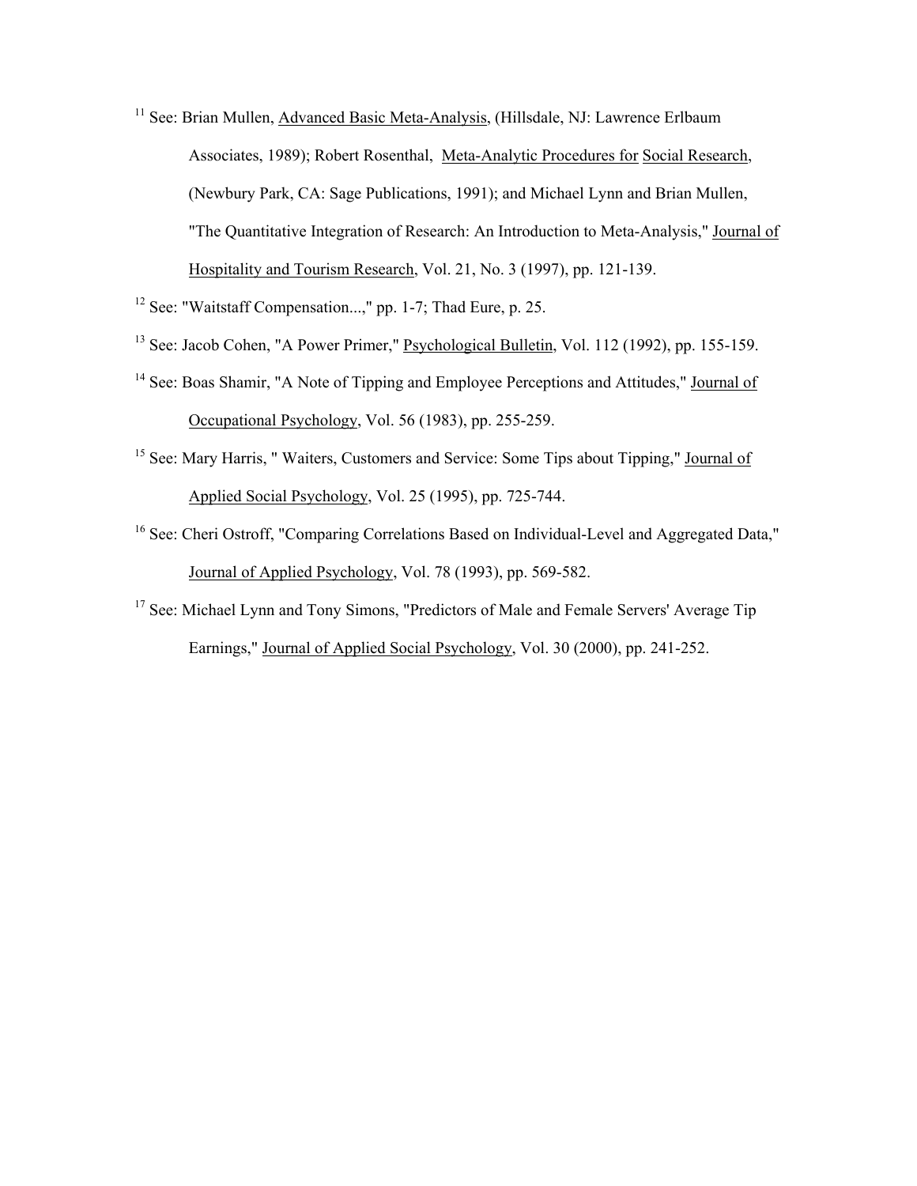[11] See: Brian Mullen, Advanced Basic Meta-Analysis, (Hillsdale, NJ: Lawrence Erlbaum Associates, 1989); Robert Rosenthal, Meta-Analytic Procedures for Social Research, (Newbury Park, CA: Sage Publications, 1991); and Michael Lynn and Brian Mullen, "The Quantitative Integration of Research: An Introduction to Meta-Analysis," Journal of Hospitality and Tourism Research, Vol. 21, No. 3 (1997), pp. 121-139.

[12] See: "Waitstaff Compensation...," pp. 1-7; Thad Eure, p. 25.

[13] See: Jacob Cohen, "A Power Primer," Psychological Bulletin, Vol. 112 (1992), pp. 155-159.

[14] See: Boas Shamir, "A Note of Tipping and Employee Perceptions and Attitudes," Journal of Occupational Psychology, Vol. 56 (1983), pp. 255-259.

[15] See: Mary Harris, " Waiters, Customers and Service: Some Tips about Tipping," Journal of Applied Social Psychology, Vol. 25 (1995), pp. 725-744.

[16] See: Cheri Ostroff, "Comparing Correlations Based on Individual-Level and Aggregated Data," Journal of Applied Psychology, Vol. 78 (1993), pp. 569-582.

[17] See: Michael Lynn and Tony Simons, "Predictors of Male and Female Servers' Average Tip Earnings," Journal of Applied Social Psychology, Vol. 30 (2000), pp. 241-252.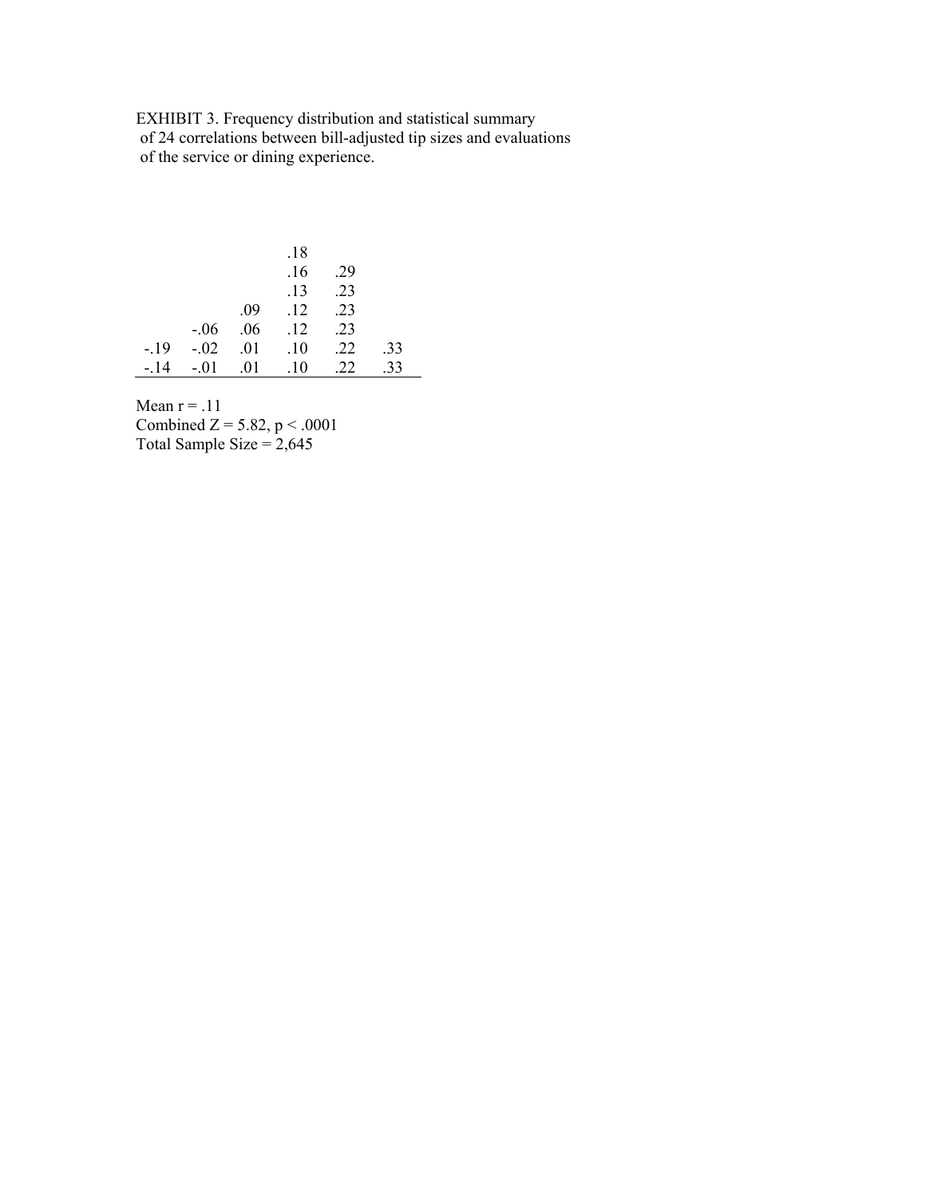EXHIBIT 3. Frequency distribution and statistical summary of 24 correlations between bill-adjusted tip sizes and evaluations of the service or dining experience.

| | | | | | |
|---|---|---|---|---|---|
| | | | .18 | | |
| | | | .16 | .29 | |
| | | | .13 | .23 | |
| | | .09 | .12 | .23 | |
| | -.06 | .06 | .12 | .23 | |
| -.19 | -.02 | .01 | .10 | .22 | .33 |
| -.14 | -.01 | .01 | .10 | .22 | .33 |

Mean r = .11
Combined Z = 5.82, $p < .0001$
Total Sample Size = 2,645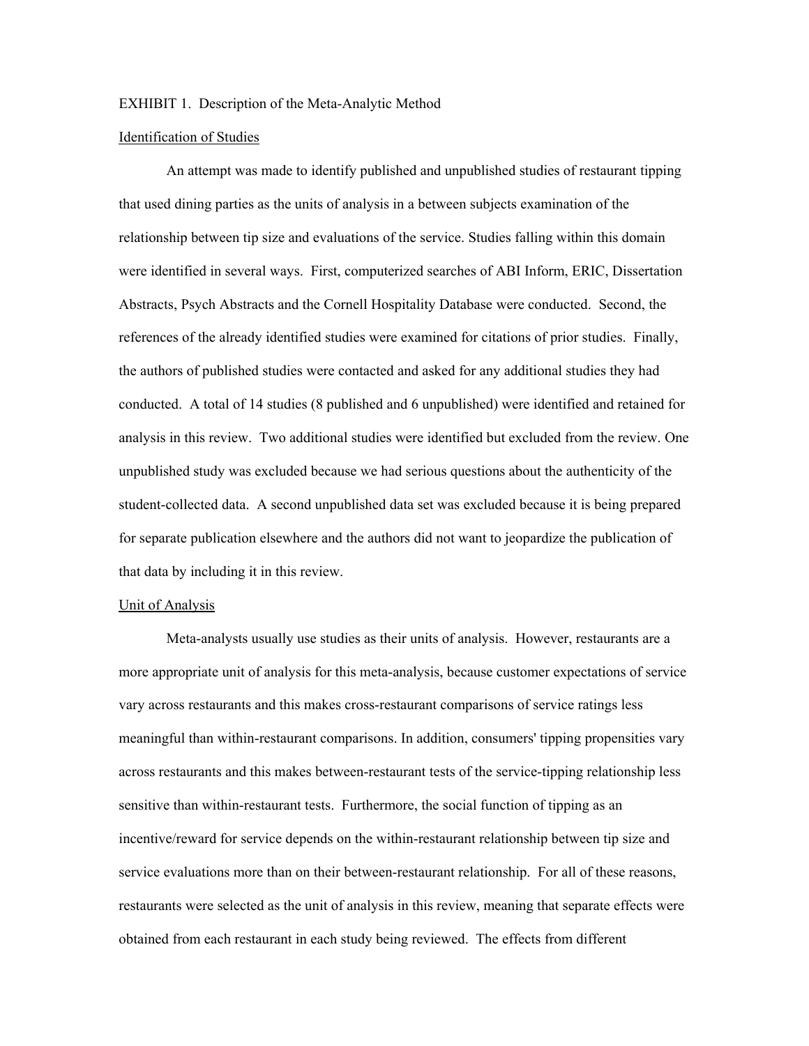EXHIBIT 1. Description of the Meta-Analytic Method

Identification of Studies

An attempt was made to identify published and unpublished studies of restaurant tipping that used dining parties as the units of analysis in a between subjects examination of the relationship between tip size and evaluations of the service. Studies falling within this domain were identified in several ways. First, computerized searches of ABI Inform, ERIC, Dissertation Abstracts, Psych Abstracts and the Cornell Hospitality Database were conducted. Second, the references of the already identified studies were examined for citations of prior studies. Finally, the authors of published studies were contacted and asked for any additional studies they had conducted. A total of 14 studies (8 published and 6 unpublished) were identified and retained for analysis in this review. Two additional studies were identified but excluded from the review. One unpublished study was excluded because we had serious questions about the authenticity of the student-collected data. A second unpublished data set was excluded because it is being prepared for separate publication elsewhere and the authors did not want to jeopardize the publication of that data by including it in this review.

Unit of Analysis

Meta-analysts usually use studies as their units of analysis. However, restaurants are a more appropriate unit of analysis for this meta-analysis, because customer expectations of service vary across restaurants and this makes cross-restaurant comparisons of service ratings less meaningful than within-restaurant comparisons. In addition, consumers' tipping propensities vary across restaurants and this makes between-restaurant tests of the service-tipping relationship less sensitive than within-restaurant tests. Furthermore, the social function of tipping as an incentive/reward for service depends on the within-restaurant relationship between tip size and service evaluations more than on their between-restaurant relationship. For all of these reasons, restaurants were selected as the unit of analysis in this review, meaning that separate effects were obtained from each restaurant in each study being reviewed. The effects from different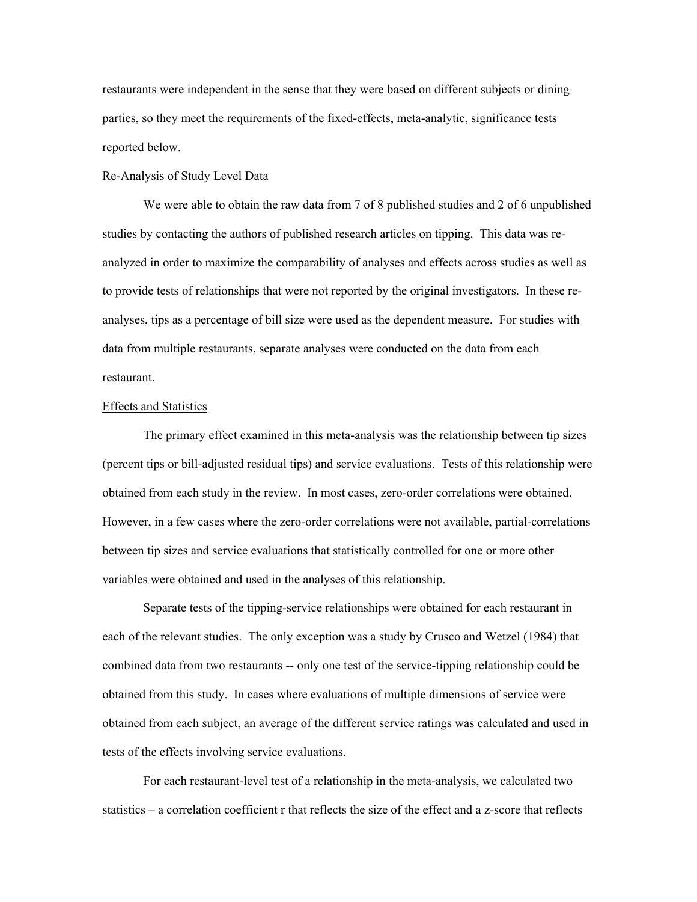restaurants were independent in the sense that they were based on different subjects or dining parties, so they meet the requirements of the fixed-effects, meta-analytic, significance tests reported below.

<u>Re-Analysis of Study Level Data</u>

We were able to obtain the raw data from 7 of 8 published studies and 2 of 6 unpublished studies by contacting the authors of published research articles on tipping. This data was re-analyzed in order to maximize the comparability of analyses and effects across studies as well as to provide tests of relationships that were not reported by the original investigators. In these re-analyses, tips as a percentage of bill size were used as the dependent measure. For studies with data from multiple restaurants, separate analyses were conducted on the data from each restaurant.

<u>Effects and Statistics</u>

The primary effect examined in this meta-analysis was the relationship between tip sizes (percent tips or bill-adjusted residual tips) and service evaluations. Tests of this relationship were obtained from each study in the review. In most cases, zero-order correlations were obtained. However, in a few cases where the zero-order correlations were not available, partial-correlations between tip sizes and service evaluations that statistically controlled for one or more other variables were obtained and used in the analyses of this relationship.

Separate tests of the tipping-service relationships were obtained for each restaurant in each of the relevant studies. The only exception was a study by Crusco and Wetzel (1984) that combined data from two restaurants -- only one test of the service-tipping relationship could be obtained from this study. In cases where evaluations of multiple dimensions of service were obtained from each subject, an average of the different service ratings was calculated and used in tests of the effects involving service evaluations.

For each restaurant-level test of a relationship in the meta-analysis, we calculated two statistics – a correlation coefficient r that reflects the size of the effect and a z-score that reflects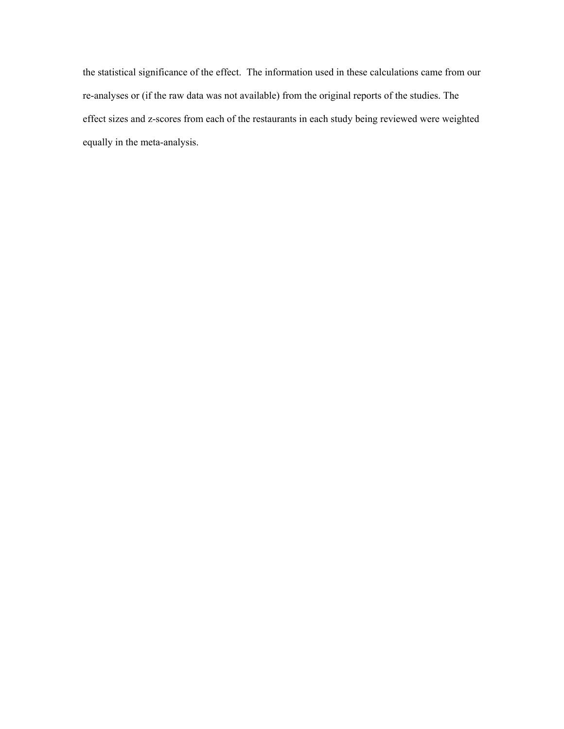the statistical significance of the effect. The information used in these calculations came from our re-analyses or (if the raw data was not available) from the original reports of the studies. The effect sizes and z-scores from each of the restaurants in each study being reviewed were weighted equally in the meta-analysis.